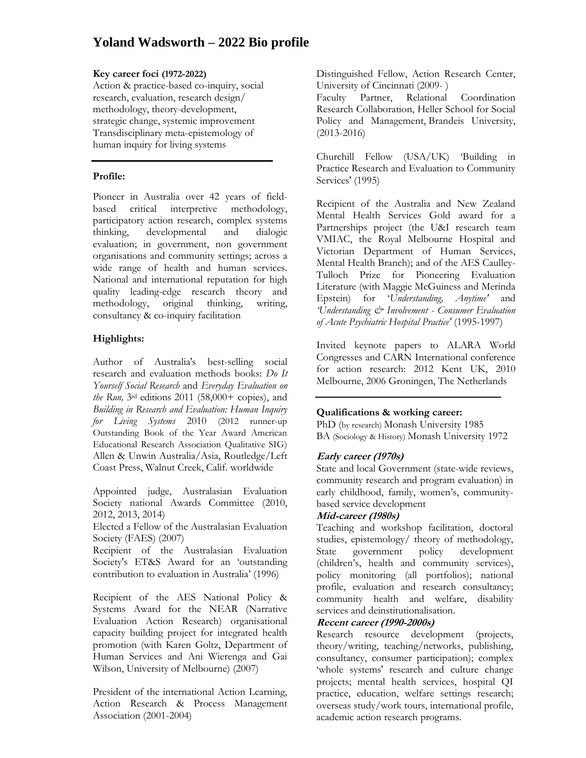# Yoland Wadsworth – 2022 Bio profile

**Key career foci (1972-2022)**

Action & practice-based co-inquiry, social research, evaluation, research design/ methodology, theory-development, strategic change, systemic improvement Transdisciplinary meta-epistemology of human inquiry for living systems

**Profile:**

Pioneer in Australia over 42 years of field-based critical interpretive methodology, participatory action research, complex systems thinking, developmental and dialogic evaluation; in government, non government organisations and community settings; across a wide range of health and human services. National and international reputation for high quality leading-edge research theory and methodology, original thinking, writing, consultancy & co-inquiry facilitation

**Highlights:**

Author of Australia's best-selling social research and evaluation methods books: *Do It Yourself Social Research* and *Everyday Evaluation on the Run,* 3rd editions 2011 (58,000+ copies), and *Building in Research and Evaluation: Human Inquiry for Living Systems* 2010 (2012 runner-up Outstanding Book of the Year Award American Educational Research Association Qualitative SIG) Allen & Unwin Australia/Asia, Routledge/Left Coast Press, Walnut Creek, Calif. worldwide

Appointed judge, Australasian Evaluation Society national Awards Committee (2010, 2012, 2013, 2014)

Elected a Fellow of the Australasian Evaluation Society (FAES) (2007)

Recipient of the Australasian Evaluation Society's ET&S Award for an 'outstanding contribution to evaluation in Australia' (1996)

Recipient of the AES National Policy & Systems Award for the NEAR (Narrative Evaluation Action Research) organisational capacity building project for integrated health promotion (with Karen Goltz, Department of Human Services and Ani Wierenga and Gai Wilson, University of Melbourne) (2007)

President of the international Action Learning, Action Research & Process Management Association (2001-2004)

Distinguished Fellow, Action Research Center, University of Cincinnati (2009- )

Faculty Partner, Relational Coordination Research Collaboration, Heller School for Social Policy and Management, Brandeis University, (2013-2016)

Churchill Fellow (USA/UK) 'Building in Practice Research and Evaluation to Community Services' (1995)

Recipient of the Australia and New Zealand Mental Health Services Gold award for a Partnerships project (the U&I research team VMIAC, the Royal Melbourne Hospital and Victorian Department of Human Services, Mental Health Branch); and of the AES Caulley-Tulloch Prize for Pioneering Evaluation Literature (with Maggie McGuiness and Merinda Epstein) for '*Understanding, Anytime'* and *'Understanding & Involvement - Consumer Evaluation of Acute Psychiatric Hospital Practice'* (1995-1997)

Invited keynote papers to ALARA World Congresses and CARN International conference for action research: 2012 Kent UK, 2010 Melbourne, 2006 Groningen, The Netherlands

**Qualifications & working career:**

PhD (by research) Monash University 1985
BA (Sociology & History) Monash University 1972

***Early career (1970s)***

State and local Government (state-wide reviews, community research and program evaluation) in early childhood, family, women's, community-based service development

***Mid-career (1980s)***

Teaching and workshop facilitation, doctoral studies, epistemology/ theory of methodology, State government policy development (children's, health and community services), policy monitoring (all portfolios); national profile, evaluation and research consultancy; community health and welfare, disability services and deinstitutionalisation.

***Recent career (1990-2000s)***

Research resource development (projects, theory/writing, teaching/networks, publishing, consultancy, consumer participation); complex 'whole systems' research and culture change projects; mental health services, hospital QI practice, education, welfare settings research; overseas study/work tours, international profile, academic action research programs.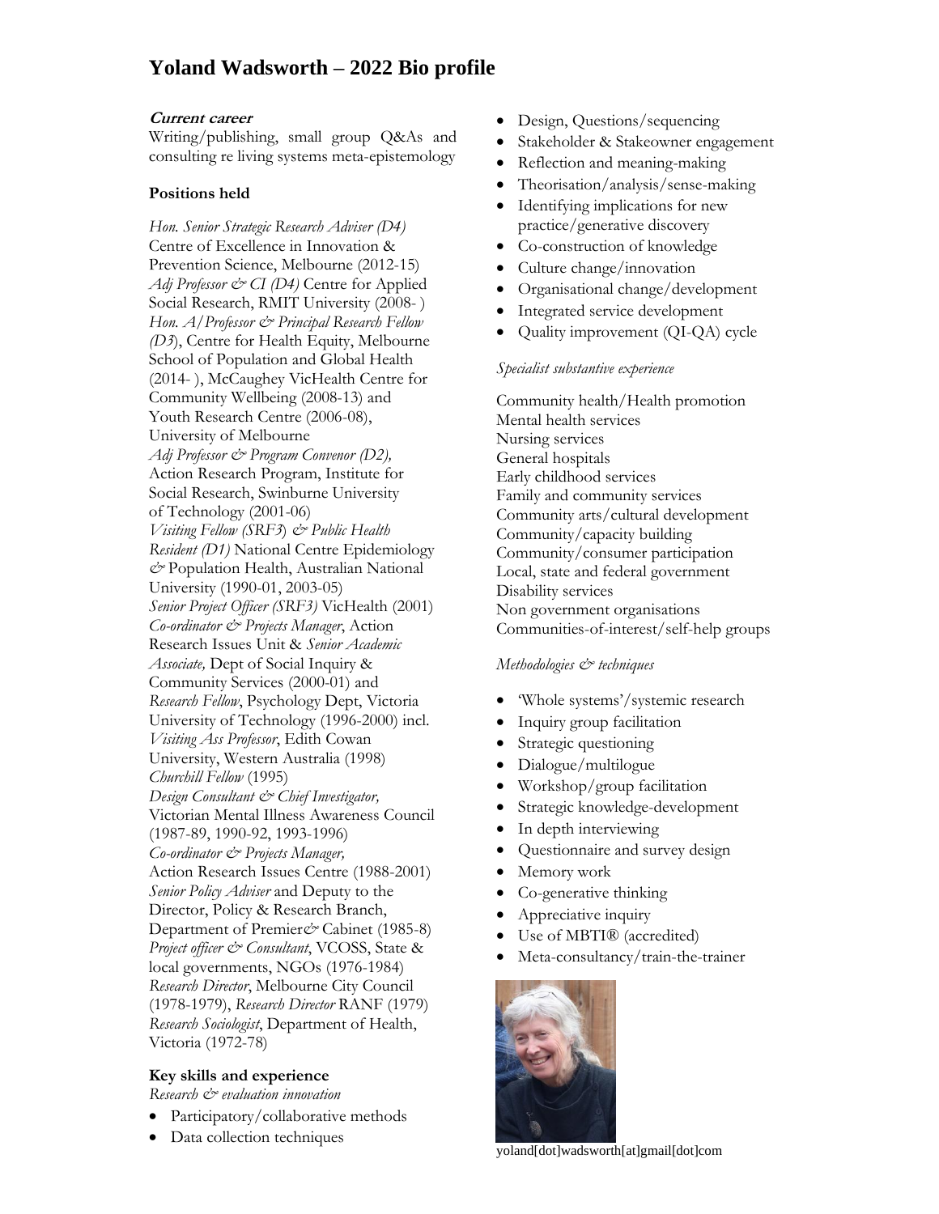# Yoland Wadsworth – 2022 Bio profile

***Current career***

Writing/publishing, small group Q&As and consulting re living systems meta-epistemology

**Positions held**

*Hon. Senior Strategic Research Adviser (D4)* Centre of Excellence in Innovation & Prevention Science, Melbourne (2012-15)
*Adj Professor & CI (D4)* Centre for Applied Social Research, RMIT University (2008- )
*Hon. A/Professor & Principal Research Fellow (D3)*, Centre for Health Equity, Melbourne School of Population and Global Health (2014- ), McCaughey VicHealth Centre for Community Wellbeing (2008-13) and Youth Research Centre (2006-08), University of Melbourne
*Adj Professor & Program Convenor (D2),* Action Research Program, Institute for Social Research, Swinburne University of Technology (2001-06)
*Visiting Fellow (SRF3) & Public Health Resident (D1)* National Centre Epidemiology & Population Health, Australian National University (1990-01, 2003-05)
*Senior Project Officer (SRF3)* VicHealth (2001)
*Co-ordinator & Projects Manager*, Action Research Issues Unit & *Senior Academic Associate,* Dept of Social Inquiry & Community Services (2000-01) and *Research Fellow*, Psychology Dept, Victoria University of Technology (1996-2000) incl. *Visiting Ass Professor*, Edith Cowan University, Western Australia (1998)
*Churchill Fellow* (1995)
*Design Consultant & Chief Investigator,* Victorian Mental Illness Awareness Council (1987-89, 1990-92, 1993-1996)
*Co-ordinator & Projects Manager,* Action Research Issues Centre (1988-2001)
*Senior Policy Adviser* and Deputy to the Director, Policy & Research Branch, Department of Premier& Cabinet (1985-8)
*Project officer & Consultant*, VCOSS, State & local governments, NGOs (1976-1984)
*Research Director*, Melbourne City Council (1978-1979), *Research Director* RANF (1979)
*Research Sociologist*, Department of Health, Victoria (1972-78)

**Key skills and experience**

*Research & evaluation innovation*

- Participatory/collaborative methods
- Data collection techniques
- Design, Questions/sequencing
- Stakeholder & Stakeowner engagement
- Reflection and meaning-making
- Theorisation/analysis/sense-making
- Identifying implications for new practice/generative discovery
- Co-construction of knowledge
- Culture change/innovation
- Organisational change/development
- Integrated service development
- Quality improvement (QI-QA) cycle

*Specialist substantive experience*

Community health/Health promotion
Mental health services
Nursing services
General hospitals
Early childhood services
Family and community services
Community arts/cultural development
Community/capacity building
Community/consumer participation
Local, state and federal government
Disability services
Non government organisations
Communities-of-interest/self-help groups

*Methodologies & techniques*

- 'Whole systems'/systemic research
- Inquiry group facilitation
- Strategic questioning
- Dialogue/multilogue
- Workshop/group facilitation
- Strategic knowledge-development
- In depth interviewing
- Questionnaire and survey design
- Memory work
- Co-generative thinking
- Appreciative inquiry
- Use of MBTI® (accredited)
- Meta-consultancy/train-the-trainer

yoland[dot]wadsworth[at]gmail[dot]com